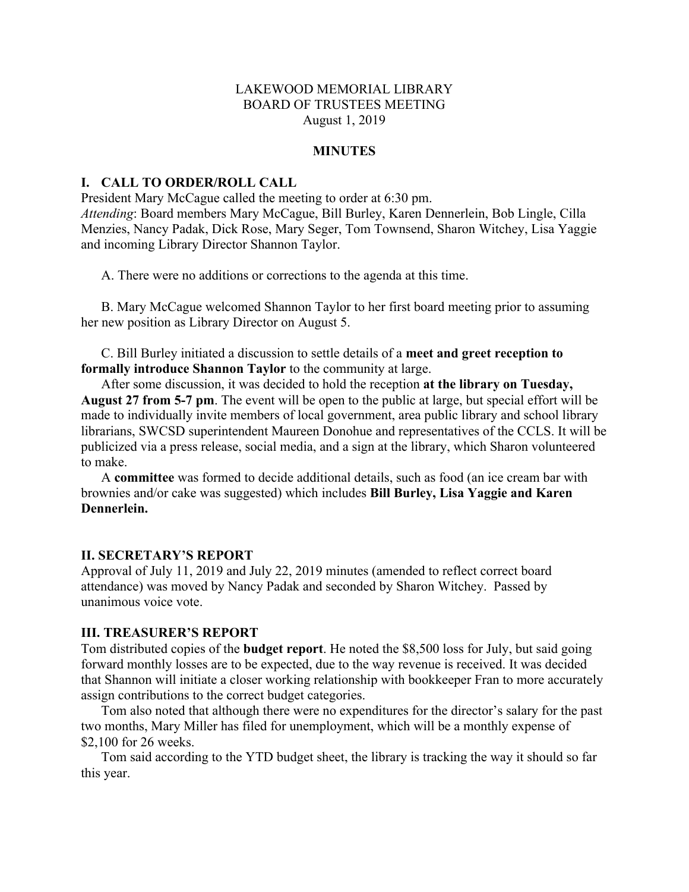LAKEWOOD MEMORIAL LIBRARY
BOARD OF TRUSTEES MEETING
August 1, 2019

**MINUTES**

## I. CALL TO ORDER/ROLL CALL

President Mary McCague called the meeting to order at 6:30 pm.
*Attending*: Board members Mary McCague, Bill Burley, Karen Dennerlein, Bob Lingle, Cilla Menzies, Nancy Padak, Dick Rose, Mary Seger, Tom Townsend, Sharon Witchey, Lisa Yaggie and incoming Library Director Shannon Taylor.

A. There were no additions or corrections to the agenda at this time.

B. Mary McCague welcomed Shannon Taylor to her first board meeting prior to assuming her new position as Library Director on August 5.

C. Bill Burley initiated a discussion to settle details of a **meet and greet reception to formally introduce Shannon Taylor** to the community at large.

After some discussion, it was decided to hold the reception **at the library on Tuesday, August 27 from 5-7 pm**. The event will be open to the public at large, but special effort will be made to individually invite members of local government, area public library and school library librarians, SWCSD superintendent Maureen Donohue and representatives of the CCLS. It will be publicized via a press release, social media, and a sign at the library, which Sharon volunteered to make.

A **committee** was formed to decide additional details, such as food (an ice cream bar with brownies and/or cake was suggested) which includes **Bill Burley, Lisa Yaggie and Karen Dennerlein.**

## II. SECRETARY'S REPORT

Approval of July 11, 2019 and July 22, 2019 minutes (amended to reflect correct board attendance) was moved by Nancy Padak and seconded by Sharon Witchey. Passed by unanimous voice vote.

## III. TREASURER'S REPORT

Tom distributed copies of the **budget report**. He noted the $8,500 loss for July, but said going forward monthly losses are to be expected, due to the way revenue is received. It was decided that Shannon will initiate a closer working relationship with bookkeeper Fran to more accurately assign contributions to the correct budget categories.

Tom also noted that although there were no expenditures for the director's salary for the past two months, Mary Miller has filed for unemployment, which will be a monthly expense of $2,100 for 26 weeks.

Tom said according to the YTD budget sheet, the library is tracking the way it should so far this year.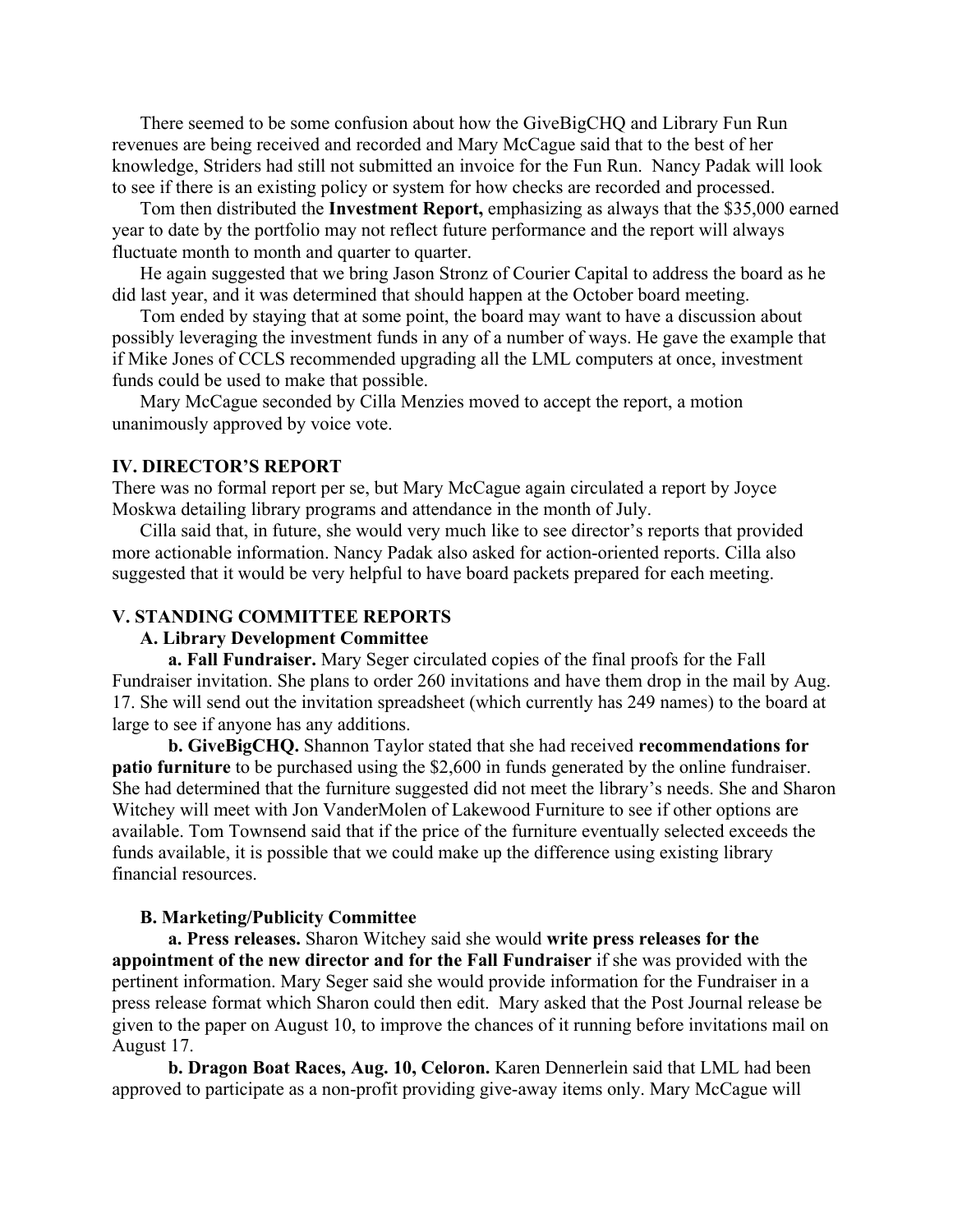There seemed to be some confusion about how the GiveBigCHQ and Library Fun Run revenues are being received and recorded and Mary McCague said that to the best of her knowledge, Striders had still not submitted an invoice for the Fun Run. Nancy Padak will look to see if there is an existing policy or system for how checks are recorded and processed.

Tom then distributed the **Investment Report,** emphasizing as always that the $35,000 earned year to date by the portfolio may not reflect future performance and the report will always fluctuate month to month and quarter to quarter.

He again suggested that we bring Jason Stronz of Courier Capital to address the board as he did last year, and it was determined that should happen at the October board meeting.

Tom ended by staying that at some point, the board may want to have a discussion about possibly leveraging the investment funds in any of a number of ways. He gave the example that if Mike Jones of CCLS recommended upgrading all the LML computers at once, investment funds could be used to make that possible.

Mary McCague seconded by Cilla Menzies moved to accept the report, a motion unanimously approved by voice vote.

## IV. DIRECTOR'S REPORT

There was no formal report per se, but Mary McCague again circulated a report by Joyce Moskwa detailing library programs and attendance in the month of July.

Cilla said that, in future, she would very much like to see director's reports that provided more actionable information. Nancy Padak also asked for action-oriented reports. Cilla also suggested that it would be very helpful to have board packets prepared for each meeting.

## V. STANDING COMMITTEE REPORTS

### A. Library Development Committee

**a. Fall Fundraiser.** Mary Seger circulated copies of the final proofs for the Fall Fundraiser invitation. She plans to order 260 invitations and have them drop in the mail by Aug. 17. She will send out the invitation spreadsheet (which currently has 249 names) to the board at large to see if anyone has any additions.

**b. GiveBigCHQ.** Shannon Taylor stated that she had received **recommendations for patio furniture** to be purchased using the $2,600 in funds generated by the online fundraiser. She had determined that the furniture suggested did not meet the library's needs. She and Sharon Witchey will meet with Jon VanderMolen of Lakewood Furniture to see if other options are available. Tom Townsend said that if the price of the furniture eventually selected exceeds the funds available, it is possible that we could make up the difference using existing library financial resources.

### B. Marketing/Publicity Committee

**a. Press releases.** Sharon Witchey said she would **write press releases for the appointment of the new director and for the Fall Fundraiser** if she was provided with the pertinent information. Mary Seger said she would provide information for the Fundraiser in a press release format which Sharon could then edit. Mary asked that the Post Journal release be given to the paper on August 10, to improve the chances of it running before invitations mail on August 17.

**b. Dragon Boat Races, Aug. 10, Celoron.** Karen Dennerlein said that LML had been approved to participate as a non-profit providing give-away items only. Mary McCague will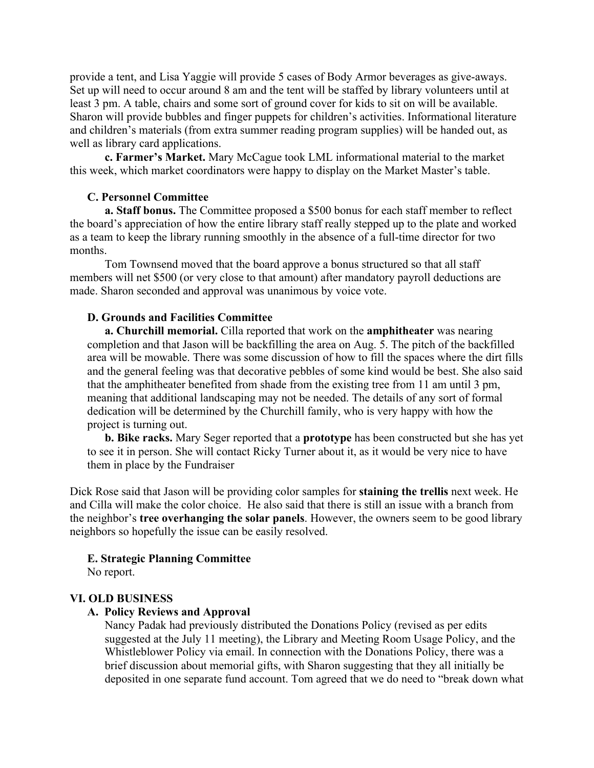provide a tent, and Lisa Yaggie will provide 5 cases of Body Armor beverages as give-aways. Set up will need to occur around 8 am and the tent will be staffed by library volunteers until at least 3 pm. A table, chairs and some sort of ground cover for kids to sit on will be available. Sharon will provide bubbles and finger puppets for children's activities. Informational literature and children's materials (from extra summer reading program supplies) will be handed out, as well as library card applications.

**c. Farmer's Market.** Mary McCague took LML informational material to the market this week, which market coordinators were happy to display on the Market Master's table.

### C. Personnel Committee

**a. Staff bonus.** The Committee proposed a $500 bonus for each staff member to reflect the board's appreciation of how the entire library staff really stepped up to the plate and worked as a team to keep the library running smoothly in the absence of a full-time director for two months.

Tom Townsend moved that the board approve a bonus structured so that all staff members will net $500 (or very close to that amount) after mandatory payroll deductions are made. Sharon seconded and approval was unanimous by voice vote.

### D. Grounds and Facilities Committee

**a. Churchill memorial.** Cilla reported that work on the **amphitheater** was nearing completion and that Jason will be backfilling the area on Aug. 5. The pitch of the backfilled area will be mowable. There was some discussion of how to fill the spaces where the dirt fills and the general feeling was that decorative pebbles of some kind would be best. She also said that the amphitheater benefited from shade from the existing tree from 11 am until 3 pm, meaning that additional landscaping may not be needed. The details of any sort of formal dedication will be determined by the Churchill family, who is very happy with how the project is turning out.

**b. Bike racks.** Mary Seger reported that a **prototype** has been constructed but she has yet to see it in person. She will contact Ricky Turner about it, as it would be very nice to have them in place by the Fundraiser

Dick Rose said that Jason will be providing color samples for **staining the trellis** next week. He and Cilla will make the color choice. He also said that there is still an issue with a branch from the neighbor's **tree overhanging the solar panels**. However, the owners seem to be good library neighbors so hopefully the issue can be easily resolved.

### E. Strategic Planning Committee

No report.

## VI. OLD BUSINESS

### A. Policy Reviews and Approval

Nancy Padak had previously distributed the Donations Policy (revised as per edits suggested at the July 11 meeting), the Library and Meeting Room Usage Policy, and the Whistleblower Policy via email. In connection with the Donations Policy, there was a brief discussion about memorial gifts, with Sharon suggesting that they all initially be deposited in one separate fund account. Tom agreed that we do need to "break down what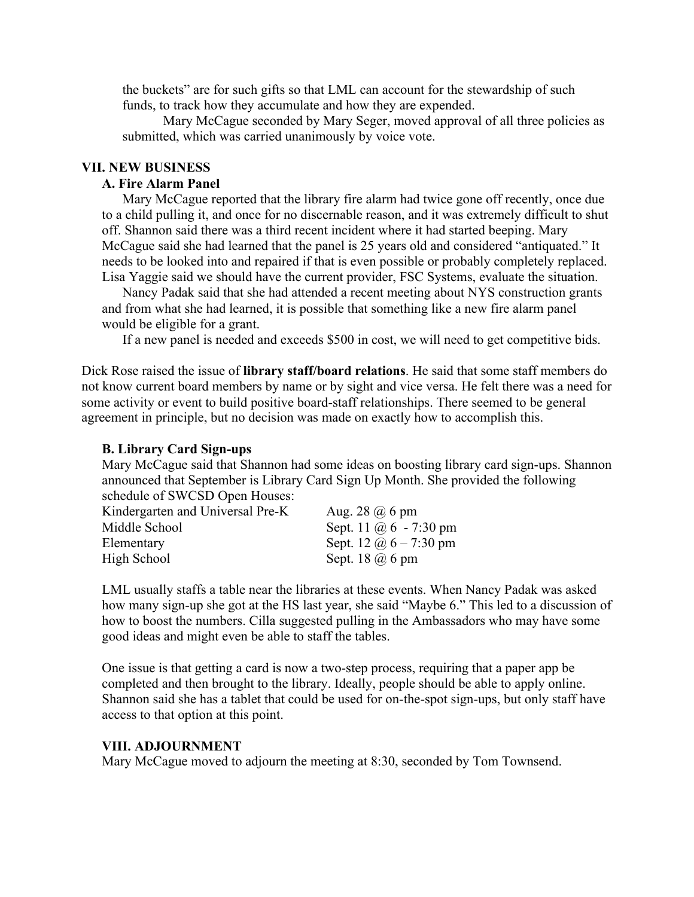the buckets" are for such gifts so that LML can account for the stewardship of such funds, to track how they accumulate and how they are expended.

Mary McCague seconded by Mary Seger, moved approval of all three policies as submitted, which was carried unanimously by voice vote.

## VII. NEW BUSINESS

### A. Fire Alarm Panel

Mary McCague reported that the library fire alarm had twice gone off recently, once due to a child pulling it, and once for no discernable reason, and it was extremely difficult to shut off. Shannon said there was a third recent incident where it had started beeping. Mary McCague said she had learned that the panel is 25 years old and considered "antiquated." It needs to be looked into and repaired if that is even possible or probably completely replaced. Lisa Yaggie said we should have the current provider, FSC Systems, evaluate the situation.

Nancy Padak said that she had attended a recent meeting about NYS construction grants and from what she had learned, it is possible that something like a new fire alarm panel would be eligible for a grant.

If a new panel is needed and exceeds $500 in cost, we will need to get competitive bids.

Dick Rose raised the issue of **library staff/board relations**. He said that some staff members do not know current board members by name or by sight and vice versa. He felt there was a need for some activity or event to build positive board-staff relationships. There seemed to be general agreement in principle, but no decision was made on exactly how to accomplish this.

### B. Library Card Sign-ups

Mary McCague said that Shannon had some ideas on boosting library card sign-ups. Shannon announced that September is Library Card Sign Up Month. She provided the following schedule of SWCSD Open Houses:

| | |
|---|---|
| Kindergarten and Universal Pre-K | Aug. 28 @ 6 pm |
| Middle School | Sept. 11 @ 6 - 7:30 pm |
| Elementary | Sept. 12 @ 6 – 7:30 pm |
| High School | Sept. 18 @ 6 pm |

LML usually staffs a table near the libraries at these events. When Nancy Padak was asked how many sign-up she got at the HS last year, she said "Maybe 6." This led to a discussion of how to boost the numbers. Cilla suggested pulling in the Ambassadors who may have some good ideas and might even be able to staff the tables.

One issue is that getting a card is now a two-step process, requiring that a paper app be completed and then brought to the library. Ideally, people should be able to apply online. Shannon said she has a tablet that could be used for on-the-spot sign-ups, but only staff have access to that option at this point.

## VIII. ADJOURNMENT

Mary McCague moved to adjourn the meeting at 8:30, seconded by Tom Townsend.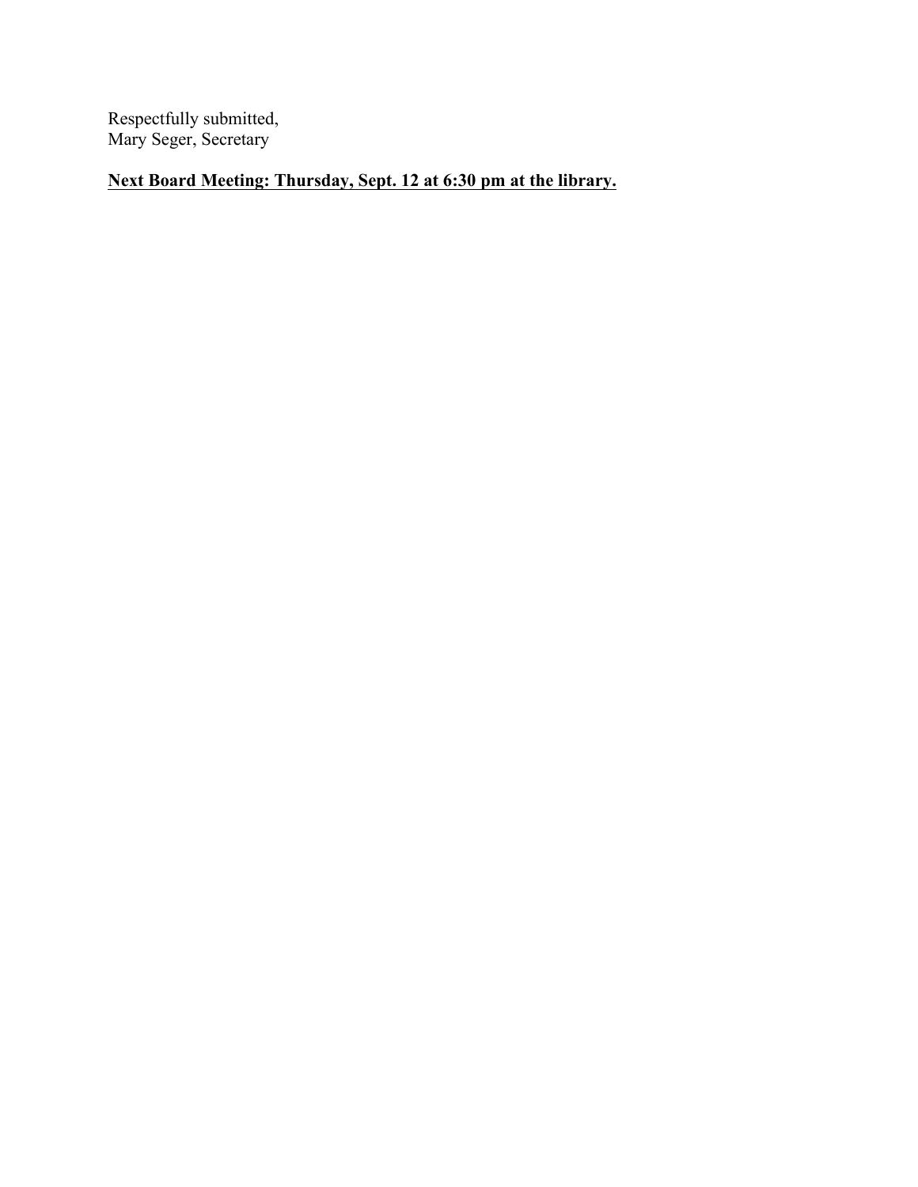Respectfully submitted,
Mary Seger, Secretary

**Next Board Meeting: Thursday, Sept. 12 at 6:30 pm at the library.**